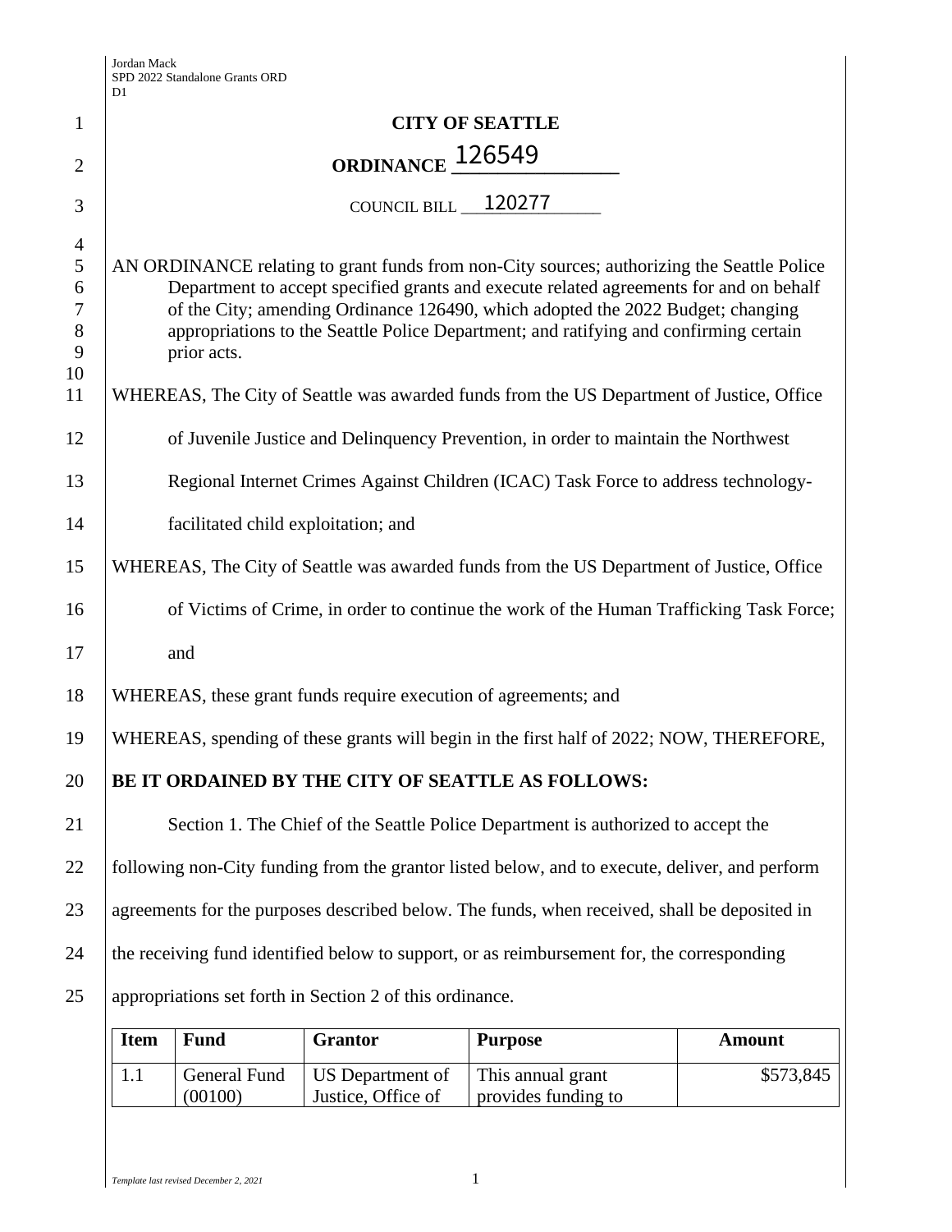**CITY OF SEATTLE**

**ORDINANCE 126549**

COUNCIL BILL 120277

AN ORDINANCE relating to grant funds from non-City sources; authorizing the Seattle Police Department to accept specified grants and execute related agreements for and on behalf of the City; amending Ordinance 126490, which adopted the 2022 Budget; changing appropriations to the Seattle Police Department; and ratifying and confirming certain prior acts.

WHEREAS, The City of Seattle was awarded funds from the US Department of Justice, Office of Juvenile Justice and Delinquency Prevention, in order to maintain the Northwest Regional Internet Crimes Against Children (ICAC) Task Force to address technology-facilitated child exploitation; and

WHEREAS, The City of Seattle was awarded funds from the US Department of Justice, Office of Victims of Crime, in order to continue the work of the Human Trafficking Task Force; and

WHEREAS, these grant funds require execution of agreements; and

WHEREAS, spending of these grants will begin in the first half of 2022; NOW, THEREFORE,

**BE IT ORDAINED BY THE CITY OF SEATTLE AS FOLLOWS:**

Section 1. The Chief of the Seattle Police Department is authorized to accept the following non-City funding from the grantor listed below, and to execute, deliver, and perform agreements for the purposes described below. The funds, when received, shall be deposited in the receiving fund identified below to support, or as reimbursement for, the corresponding appropriations set forth in Section 2 of this ordinance.

| Item | Fund | Grantor | Purpose | Amount |
|---|---|---|---|---|
| 1.1 | General Fund (00100) | US Department of Justice, Office of | This annual grant provides funding to | $573,845 |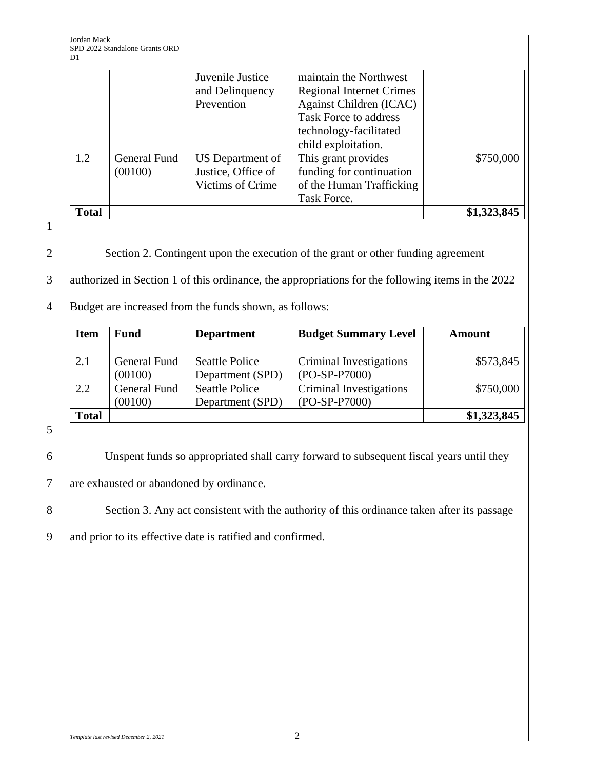| | | Juvenile Justice and Delinquency Prevention | maintain the Northwest Regional Internet Crimes Against Children (ICAC) Task Force to address technology-facilitated child exploitation. | |
|---|---|---|---|---|
| 1.2 | General Fund (00100) | US Department of Justice, Office of Victims of Crime | This grant provides funding for continuation of the Human Trafficking Task Force. | $750,000 |
| **Total** | | | | **$1,323,845** |

Section 2. Contingent upon the execution of the grant or other funding agreement authorized in Section 1 of this ordinance, the appropriations for the following items in the 2022 Budget are increased from the funds shown, as follows:

| Item | Fund | Department | Budget Summary Level | Amount |
|---|---|---|---|---|
| 2.1 | General Fund (00100) | Seattle Police Department (SPD) | Criminal Investigations (PO-SP-P7000) | $573,845 |
| 2.2 | General Fund (00100) | Seattle Police Department (SPD) | Criminal Investigations (PO-SP-P7000) | $750,000 |
| **Total** | | | | **$1,323,845** |

Unspent funds so appropriated shall carry forward to subsequent fiscal years until they are exhausted or abandoned by ordinance.

Section 3. Any act consistent with the authority of this ordinance taken after its passage and prior to its effective date is ratified and confirmed.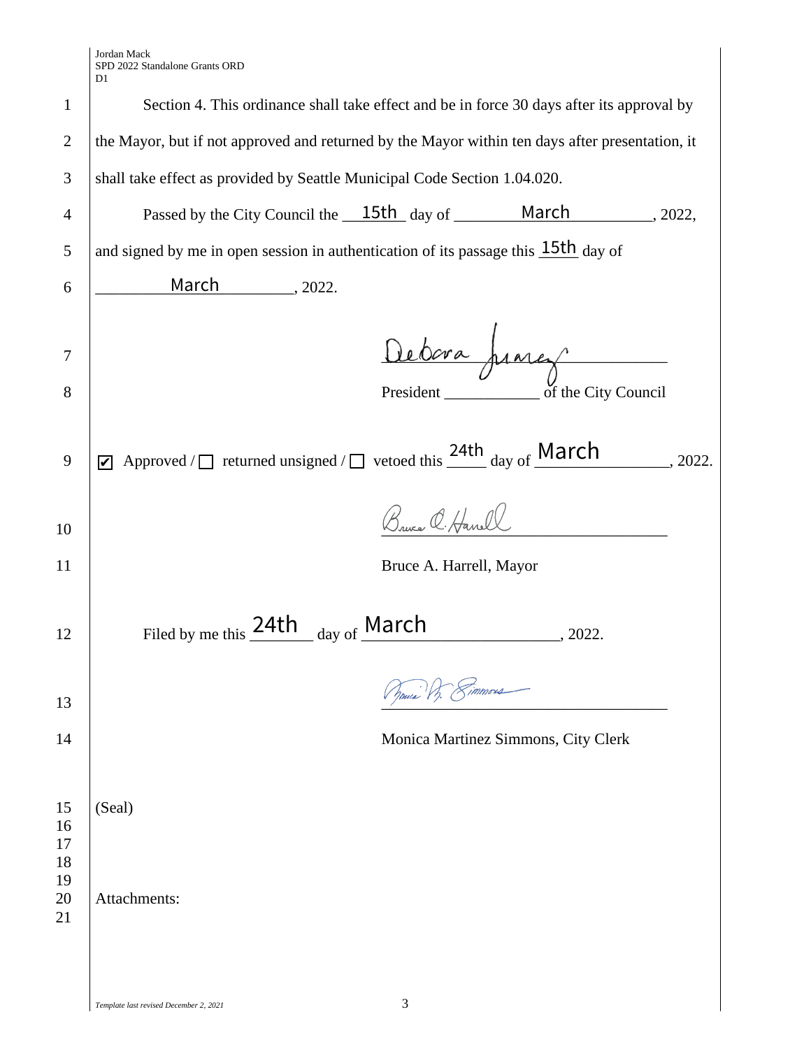Section 4. This ordinance shall take effect and be in force 30 days after its approval by the Mayor, but if not approved and returned by the Mayor within ten days after presentation, it shall take effect as provided by Seattle Municipal Code Section 1.04.020.

Passed by the City Council the 15th day of March, 2022, and signed by me in open session in authentication of its passage this 15th day of March, 2022.

Debora Juarez

President ____________ of the City Council

☑ Approved / ☐ returned unsigned / ☐ vetoed this 24th day of March, 2022.

Bruce A. Harrell

Bruce A. Harrell, Mayor

Filed by me this 24th day of March, 2022.

Monica M. Simmons

Monica Martinez Simmons, City Clerk

(Seal)

Attachments: